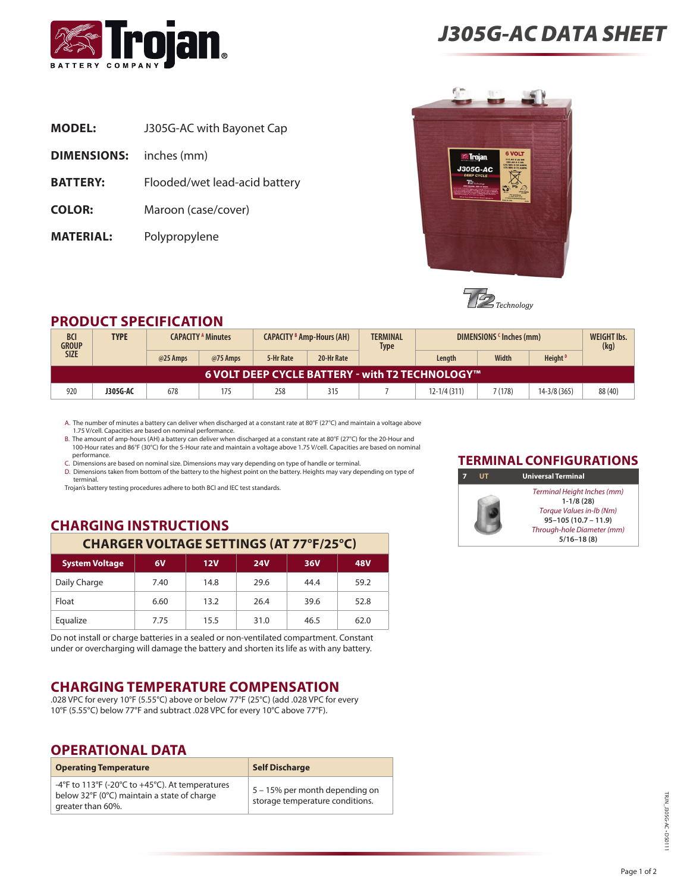# J305G-AC DATA SHEET

**MODEL:** J305G-AC with Bayonet Cap

**DIMENSIONS:** inches (mm)

**BATTERY:** Flooded/wet lead-acid battery

**COLOR:** Maroon (case/cover)

**MATERIAL:** Polypropylene

## PRODUCT SPECIFICATION

| BCI GROUP SIZE | TYPE | CAPACITY [A] Minutes | | CAPACITY [B] Amp-Hours (AH) | | TERMINAL Type | DIMENSIONS [C] Inches (mm) | | | WEIGHT lbs. (kg) |
|---|---|---|---|---|---|---|---|---|---|---|
| | | @25 Amps | @75 Amps | 5-Hr Rate | 20-Hr Rate | | Length | Width | Height [D] | |
| **6 VOLT DEEP CYCLE BATTERY - with T2 TECHNOLOGY™** | | | | | | | | | | |
| 920 | **J305G-AC** | 678 | 175 | 258 | 315 | 7 | 12-1/4 (311) | 7 (178) | 14-3/8 (365) | 88 (40) |

A. The number of minutes a battery can deliver when discharged at a constant rate at 80°F (27°C) and maintain a voltage above 1.75 V/cell. Capacities are based on nominal performance.
B. The amount of amp-hours (AH) a battery can deliver when discharged at a constant rate at 80°F (27°C) for the 20-Hour and 100-Hour rates and 86°F (30°C) for the 5-Hour rate and maintain a voltage above 1.75 V/cell. Capacities are based on nominal performance.
C. Dimensions are based on nominal size. Dimensions may vary depending on type of handle or terminal.
D. Dimensions taken from bottom of the battery to the highest point on the battery. Heights may vary depending on type of terminal.
Trojan's battery testing procedures adhere to both BCI and IEC test standards.

## TERMINAL CONFIGURATIONS

| 7 | UT | Universal Terminal |
|---|---|---|

*Terminal Height Inches (mm)*
**1-1/8 (28)**
*Torque Values in-lb (Nm)*
**95–105 (10.7 – 11.9)**
*Through-hole Diameter (mm)*
**5/16–18 (8)**

## CHARGING INSTRUCTIONS

**CHARGER VOLTAGE SETTINGS (AT 77°F/25°C)**

| System Voltage | 6V | 12V | 24V | 36V | 48V |
|---|---|---|---|---|---|
| Daily Charge | 7.40 | 14.8 | 29.6 | 44.4 | 59.2 |
| Float | 6.60 | 13.2 | 26.4 | 39.6 | 52.8 |
| Equalize | 7.75 | 15.5 | 31.0 | 46.5 | 62.0 |

Do not install or charge batteries in a sealed or non-ventilated compartment. Constant under or overcharging will damage the battery and shorten its life as with any battery.

## CHARGING TEMPERATURE COMPENSATION

.028 VPC for every 10°F (5.55°C) above or below 77°F (25°C) (add .028 VPC for every 10°F (5.55°C) below 77°F and subtract .028 VPC for every 10°C above 77°F).

## OPERATIONAL DATA

| Operating Temperature | Self Discharge |
|---|---|
| -4°F to 113°F (-20°C to +45°C). At temperatures below 32°F (0°C) maintain a state of charge greater than 60%. | 5 – 15% per month depending on storage temperature conditions. |

TRJN_J305G-AC - DS0111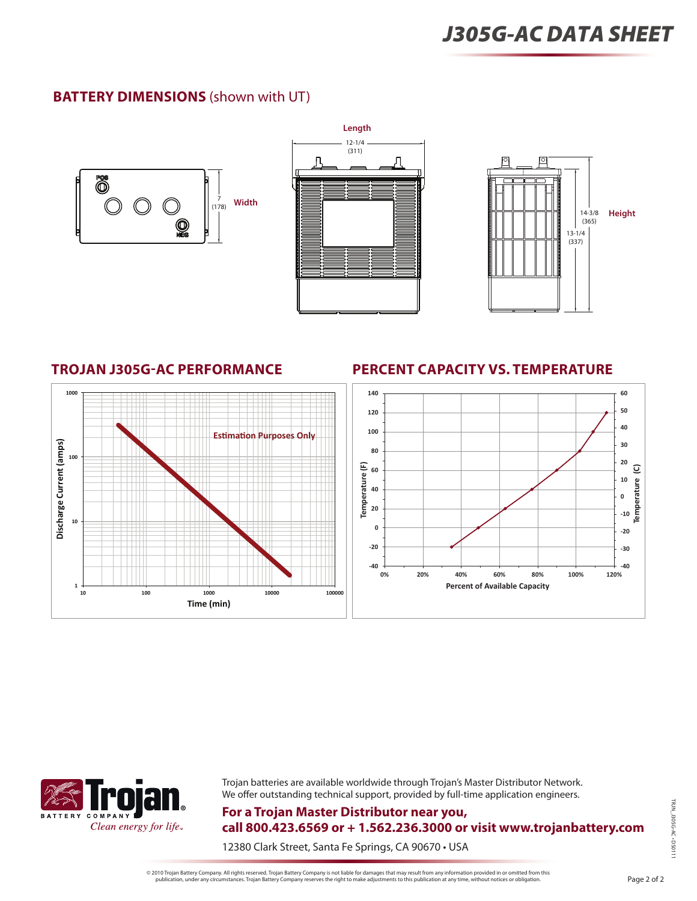# J305G-AC DATA SHEET

## BATTERY DIMENSIONS (shown with UT)

POS

NEG

7
(178)
Width

Length
12-1/4
(311)

14-3/8
(365)
Height
13-1/4
(337)

## TROJAN J305G-AC PERFORMANCE

Discharge Current (amps)

1000
100
10
1

Estimation Purposes Only

10
100
1000
10000
100000

Time (min)

## PERCENT CAPACITY VS. TEMPERATURE

Temperature (F)

140
120
100
80
60
40
20
0
-20
-40

Temperature (C)

60
50
40
30
20
10
0
-10
-20
-30
-40

0%
20%
40%
60%
80%
100%
120%

Percent of Available Capacity

Trojan BATTERY COMPANY
*Clean energy for life.*

Trojan batteries are available worldwide through Trojan's Master Distributor Network.
We offer outstanding technical support, provided by full-time application engineers.

**For a Trojan Master Distributor near you,**
**call 800.423.6569 or + 1.562.236.3000 or visit www.trojanbattery.com**

12380 Clark Street, Santa Fe Springs, CA 90670 • USA

© 2010 Trojan Battery Company. All rights reserved. Trojan Battery Company is not liable for damages that may result from any information provided in or omitted from this publication, under any circumstances. Trojan Battery Company reserves the right to make adjustments to this publication at any time, without notices or obligation.

TRJN_J305G-AC • DS0111